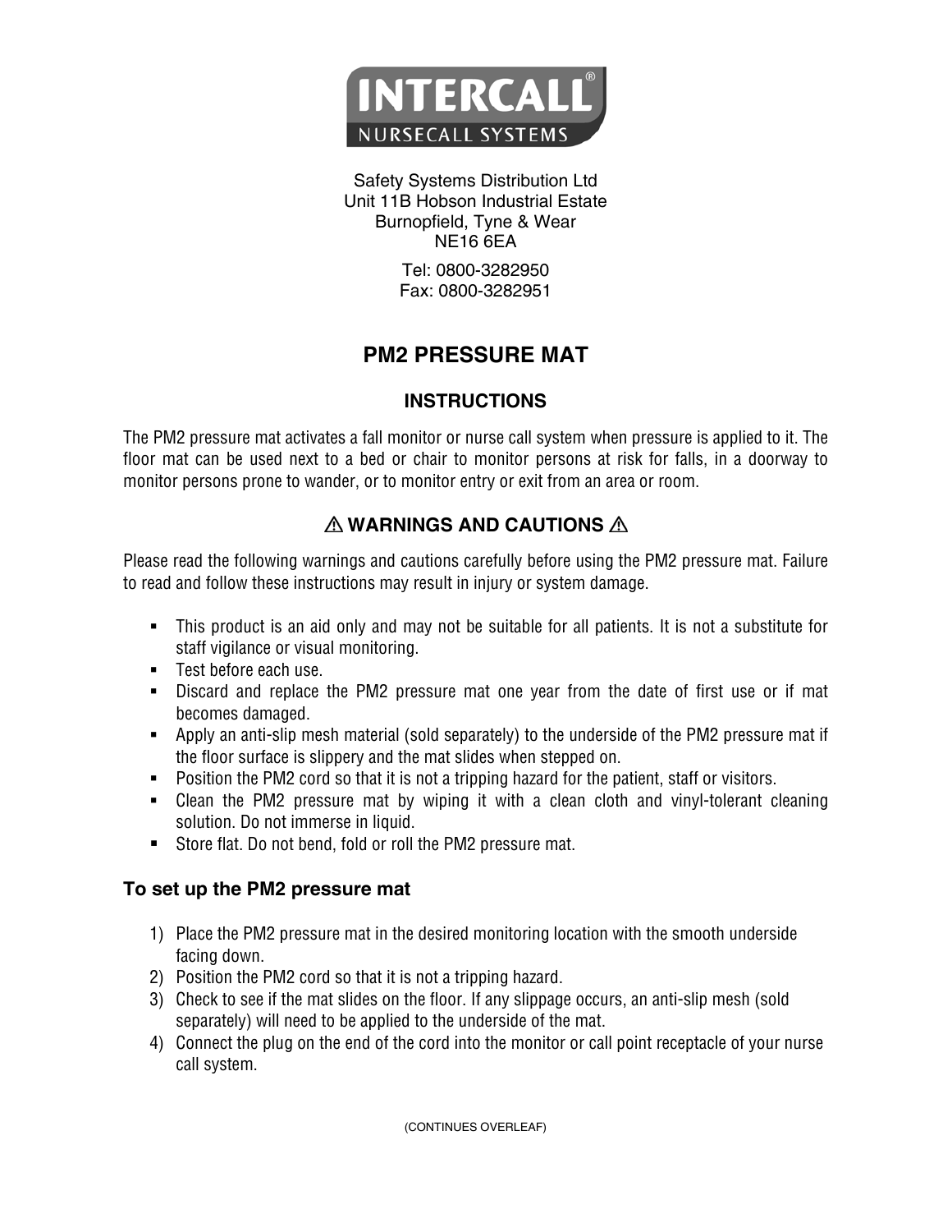**INTERCALL®**
**NURSECALL SYSTEMS**

Safety Systems Distribution Ltd
Unit 11B Hobson Industrial Estate
Burnopfield, Tyne & Wear
NE16 6EA

Tel: 0800-3282950
Fax: 0800-3282951

# PM2 PRESSURE MAT

## INSTRUCTIONS

The PM2 pressure mat activates a fall monitor or nurse call system when pressure is applied to it. The floor mat can be used next to a bed or chair to monitor persons at risk for falls, in a doorway to monitor persons prone to wander, or to monitor entry or exit from an area or room.

## ⚠ WARNINGS AND CAUTIONS ⚠

Please read the following warnings and cautions carefully before using the PM2 pressure mat. Failure to read and follow these instructions may result in injury or system damage.

- This product is an aid only and may not be suitable for all patients. It is not a substitute for staff vigilance or visual monitoring.
- Test before each use.
- Discard and replace the PM2 pressure mat one year from the date of first use or if mat becomes damaged.
- Apply an anti-slip mesh material (sold separately) to the underside of the PM2 pressure mat if the floor surface is slippery and the mat slides when stepped on.
- Position the PM2 cord so that it is not a tripping hazard for the patient, staff or visitors.
- Clean the PM2 pressure mat by wiping it with a clean cloth and vinyl-tolerant cleaning solution. Do not immerse in liquid.
- Store flat. Do not bend, fold or roll the PM2 pressure mat.

### To set up the PM2 pressure mat

1) Place the PM2 pressure mat in the desired monitoring location with the smooth underside facing down.
2) Position the PM2 cord so that it is not a tripping hazard.
3) Check to see if the mat slides on the floor. If any slippage occurs, an anti-slip mesh (sold separately) will need to be applied to the underside of the mat.
4) Connect the plug on the end of the cord into the monitor or call point receptacle of your nurse call system.

(CONTINUES OVERLEAF)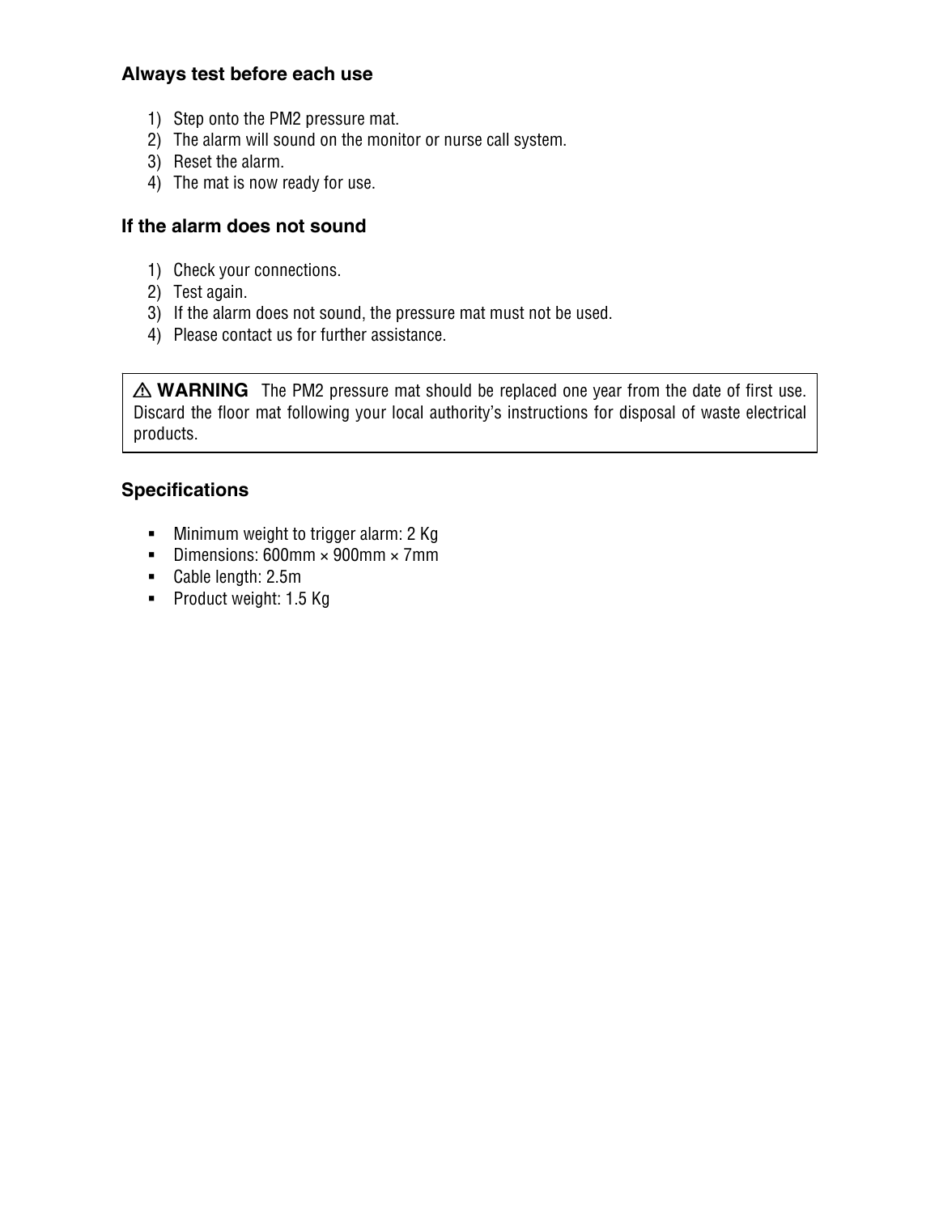## Always test before each use

1) Step onto the PM2 pressure mat.
2) The alarm will sound on the monitor or nurse call system.
3) Reset the alarm.
4) The mat is now ready for use.

## If the alarm does not sound

1) Check your connections.
2) Test again.
3) If the alarm does not sound, the pressure mat must not be used.
4) Please contact us for further assistance.

> ⚠ **WARNING** The PM2 pressure mat should be replaced one year from the date of first use. Discard the floor mat following your local authority's instructions for disposal of waste electrical products.

## Specifications

- Minimum weight to trigger alarm: 2 Kg
- Dimensions: 600mm × 900mm × 7mm
- Cable length: 2.5m
- Product weight: 1.5 Kg